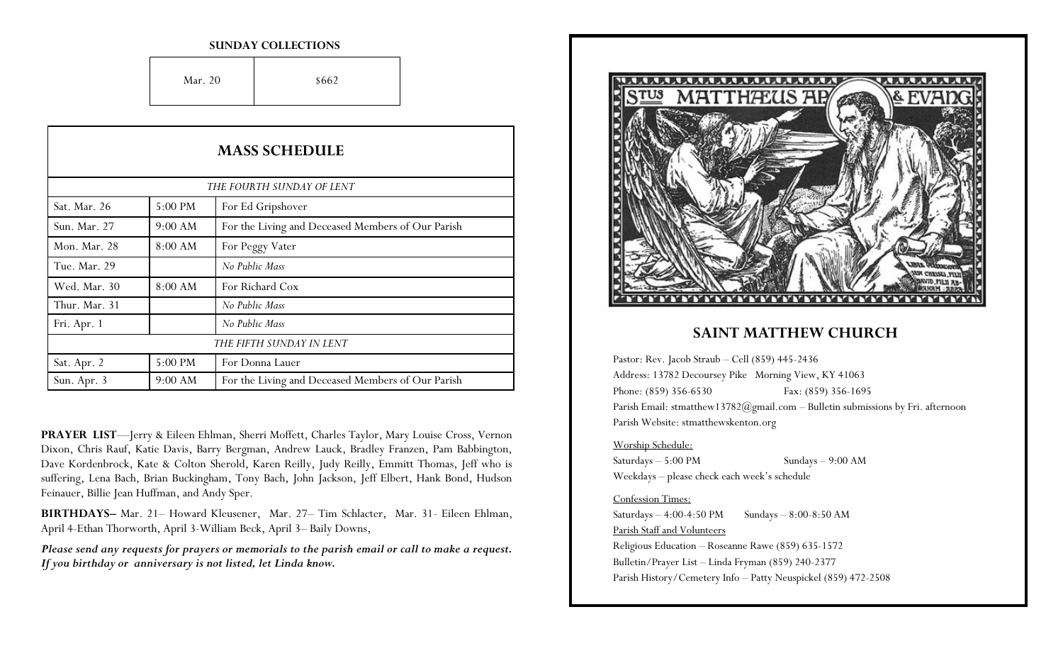**SUNDAY COLLECTIONS**

| Mar. 20 | $662 |
|---|---|

## MASS SCHEDULE

| | | |
|---|---|---|
| *THE FOURTH SUNDAY OF LENT* | | |
| Sat. Mar. 26 | 5:00 PM | For Ed Gripshover |
| Sun. Mar. 27 | 9:00 AM | For the Living and Deceased Members of Our Parish |
| Mon. Mar. 28 | 8:00 AM | For Peggy Vater |
| Tue. Mar. 29 | | *No Public Mass* |
| Wed. Mar. 30 | 8:00 AM | For Richard Cox |
| Thur. Mar. 31 | | *No Public Mass* |
| Fri. Apr. 1 | | *No Public Mass* |
| *THE FIFTH SUNDAY IN LENT* | | |
| Sat. Apr. 2 | 5:00 PM | For Donna Lauer |
| Sun. Apr. 3 | 9:00 AM | For the Living and Deceased Members of Our Parish |

**PRAYER LIST**—Jerry & Eileen Ehlman, Sherri Moffett, Charles Taylor, Mary Louise Cross, Vernon Dixon, Chris Rauf, Katie Davis, Barry Bergman, Andrew Lauck, Bradley Franzen, Pam Babbington, Dave Kordenbrock, Kate & Colton Sherold, Karen Reilly, Judy Reilly, Emmitt Thomas, Jeff who is suffering, Lena Bach, Brian Buckingham, Tony Bach, John Jackson, Jeff Elbert, Hank Bond, Hudson Feinauer, Billie Jean Huffman, and Andy Sper.

**BIRTHDAYS–** Mar. 21– Howard Kleusener, Mar. 27– Tim Schlacter, Mar. 31- Eileen Ehlman, April 4-Ethan Thorworth, April 3-William Beck, April 3– Baily Downs,

***Please send any requests for prayers or memorials to the parish email or call to make a request. If you birthday or anniversary is not listed, let Linda know.***

## SAINT MATTHEW CHURCH

Pastor: Rev. Jacob Straub – Cell (859) 445-2436

Address: 13782 Decoursey Pike Morning View, KY 41063

Phone: (859) 356-6530 Fax: (859) 356-1695

Parish Email: stmatthew13782@gmail.com – Bulletin submissions by Fri. afternoon

Parish Website: stmatthewskenton.org

Worship Schedule:

Saturdays – 5:00 PM Sundays – 9:00 AM

Weekdays – please check each week's schedule

Confession Times:

Saturdays – 4:00-4:50 PM Sundays – 8:00-8:50 AM

Parish Staff and Volunteers

Religious Education – Roseanne Rawe (859) 635-1572

Bulletin/Prayer List – Linda Fryman (859) 240-2377

Parish History/Cemetery Info – Patty Neuspickel (859) 472-2508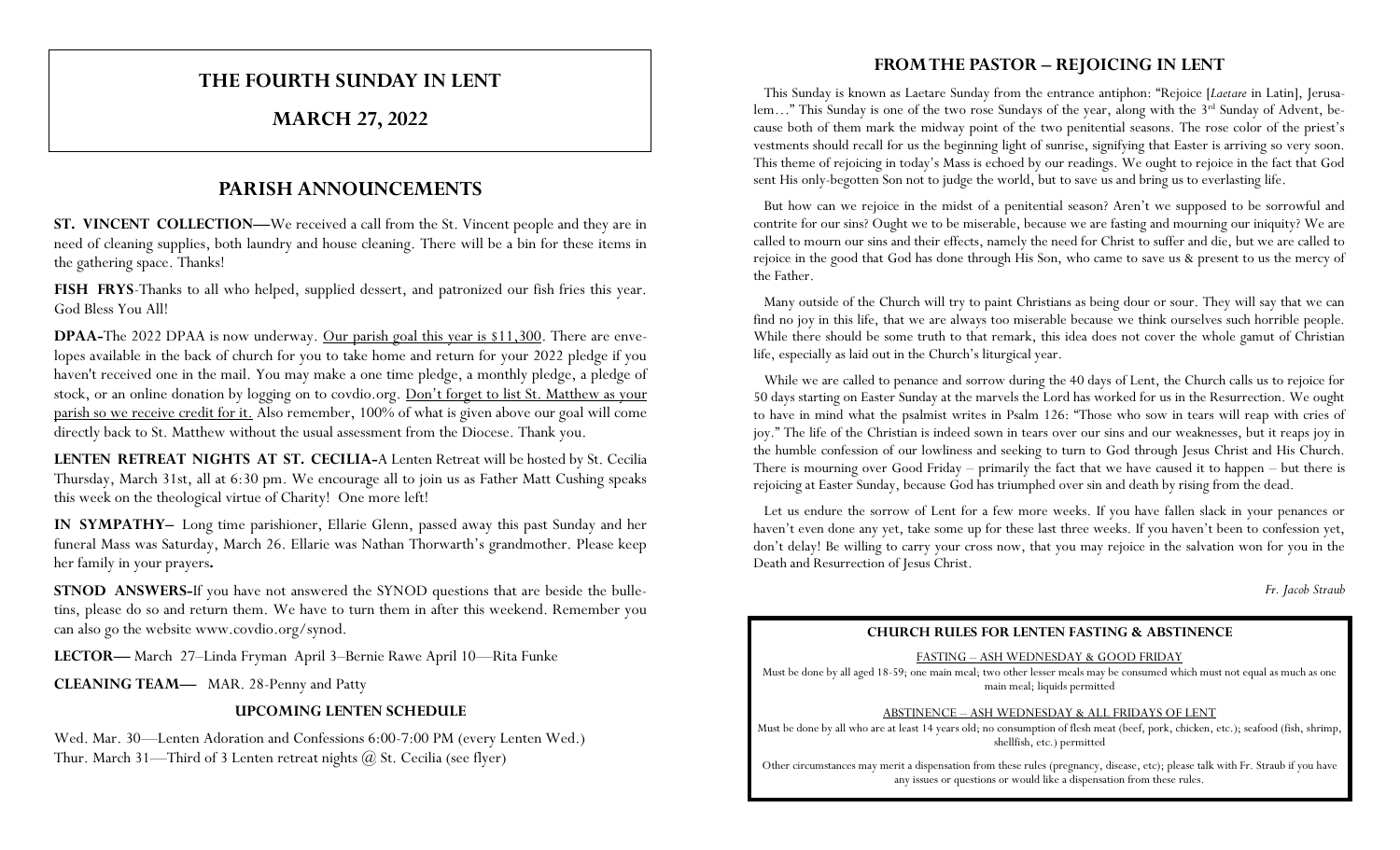# THE FOURTH SUNDAY IN LENT

# MARCH 27, 2022

## PARISH ANNOUNCEMENTS

**ST. VINCENT COLLECTION—**We received a call from the St. Vincent people and they are in need of cleaning supplies, both laundry and house cleaning. There will be a bin for these items in the gathering space. Thanks!

**FISH FRYS**-Thanks to all who helped, supplied dessert, and patronized our fish fries this year. God Bless You All!

**DPAA-**The 2022 DPAA is now underway. Our parish goal this year is $11,300. There are envelopes available in the back of church for you to take home and return for your 2022 pledge if you haven't received one in the mail. You may make a one time pledge, a monthly pledge, a pledge of stock, or an online donation by logging on to covdio.org. Don't forget to list St. Matthew as your parish so we receive credit for it. Also remember, 100% of what is given above our goal will come directly back to St. Matthew without the usual assessment from the Diocese. Thank you.

**LENTEN RETREAT NIGHTS AT ST. CECILIA-**A Lenten Retreat will be hosted by St. Cecilia Thursday, March 31st, all at 6:30 pm. We encourage all to join us as Father Matt Cushing speaks this week on the theological virtue of Charity! One more left!

**IN SYMPATHY–** Long time parishioner, Ellarie Glenn, passed away this past Sunday and her funeral Mass was Saturday, March 26. Ellarie was Nathan Thorwarth's grandmother. Please keep her family in your prayers**.**

**STNOD ANSWERS-**If you have not answered the SYNOD questions that are beside the bulletins, please do so and return them. We have to turn them in after this weekend. Remember you can also go the website www.covdio.org/synod.

**LECTOR—** March 27–Linda Fryman April 3–Bernie Rawe April 10—Rita Funke

**CLEANING TEAM—** MAR. 28-Penny and Patty

### UPCOMING LENTEN SCHEDULE

Wed. Mar. 30—Lenten Adoration and Confessions 6:00-7:00 PM (every Lenten Wed.)
Thur. March 31—Third of 3 Lenten retreat nights @ St. Cecilia (see flyer)

## FROM THE PASTOR – REJOICING IN LENT

This Sunday is known as Laetare Sunday from the entrance antiphon: "Rejoice [*Laetare* in Latin], Jerusalem…" This Sunday is one of the two rose Sundays of the year, along with the 3rd Sunday of Advent, because both of them mark the midway point of the two penitential seasons. The rose color of the priest's vestments should recall for us the beginning light of sunrise, signifying that Easter is arriving so very soon. This theme of rejoicing in today's Mass is echoed by our readings. We ought to rejoice in the fact that God sent His only-begotten Son not to judge the world, but to save us and bring us to everlasting life.

But how can we rejoice in the midst of a penitential season? Aren't we supposed to be sorrowful and contrite for our sins? Ought we to be miserable, because we are fasting and mourning our iniquity? We are called to mourn our sins and their effects, namely the need for Christ to suffer and die, but we are called to rejoice in the good that God has done through His Son, who came to save us & present to us the mercy of the Father.

Many outside of the Church will try to paint Christians as being dour or sour. They will say that we can find no joy in this life, that we are always too miserable because we think ourselves such horrible people. While there should be some truth to that remark, this idea does not cover the whole gamut of Christian life, especially as laid out in the Church's liturgical year.

While we are called to penance and sorrow during the 40 days of Lent, the Church calls us to rejoice for 50 days starting on Easter Sunday at the marvels the Lord has worked for us in the Resurrection. We ought to have in mind what the psalmist writes in Psalm 126: "Those who sow in tears will reap with cries of joy." The life of the Christian is indeed sown in tears over our sins and our weaknesses, but it reaps joy in the humble confession of our lowliness and seeking to turn to God through Jesus Christ and His Church. There is mourning over Good Friday – primarily the fact that we have caused it to happen – but there is rejoicing at Easter Sunday, because God has triumphed over sin and death by rising from the dead.

Let us endure the sorrow of Lent for a few more weeks. If you have fallen slack in your penances or haven't even done any yet, take some up for these last three weeks. If you haven't been to confession yet, don't delay! Be willing to carry your cross now, that you may rejoice in the salvation won for you in the Death and Resurrection of Jesus Christ.

*Fr. Jacob Straub*

### CHURCH RULES FOR LENTEN FASTING & ABSTINENCE

FASTING – ASH WEDNESDAY & GOOD FRIDAY

Must be done by all aged 18-59; one main meal; two other lesser meals may be consumed which must not equal as much as one main meal; liquids permitted

ABSTINENCE – ASH WEDNESDAY & ALL FRIDAYS OF LENT

Must be done by all who are at least 14 years old; no consumption of flesh meat (beef, pork, chicken, etc.); seafood (fish, shrimp, shellfish, etc.) permitted

Other circumstances may merit a dispensation from these rules (pregnancy, disease, etc); please talk with Fr. Straub if you have any issues or questions or would like a dispensation from these rules.